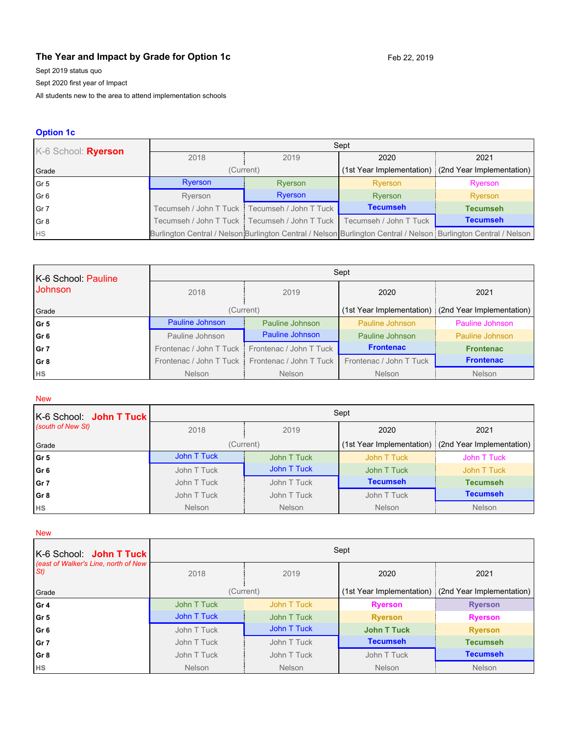## The Year and Impact by Grade for Option 1c

Feb 22, 2019

Sept 2019 status quo

Sept 2020 first year of Impact

All students new to the area to attend implementation schools

### Option 1c

| K-6 School: **Ryerson** | Sept | | | |
|---|---|---|---|---|
| | 2018 | 2019 | 2020 | 2021 |
| Grade | (Current) | | (1st Year Implementation) | (2nd Year Implementation) |
| Gr 5 | Ryerson | Ryerson | Ryerson | Ryerson |
| Gr 6 | Ryerson | Ryerson | Ryerson | Ryerson |
| Gr 7 | Tecumseh / John T Tuck | Tecumseh / John T Tuck | **Tecumseh** | **Tecumseh** |
| Gr 8 | Tecumseh / John T Tuck | Tecumseh / John T Tuck | Tecumseh / John T Tuck | **Tecumseh** |
| HS | Burlington Central / Nelson | Burlington Central / Nelson | Burlington Central / Nelson | Burlington Central / Nelson |

| K-6 School: Pauline Johnson | Sept | | | |
|---|---|---|---|---|
| | 2018 | 2019 | 2020 | 2021 |
| Grade | (Current) | | (1st Year Implementation) | (2nd Year Implementation) |
| **Gr 5** | Pauline Johnson | Pauline Johnson | Pauline Johnson | Pauline Johnson |
| **Gr 6** | Pauline Johnson | Pauline Johnson | Pauline Johnson | Pauline Johnson |
| **Gr 7** | Frontenac / John T Tuck | Frontenac / John T Tuck | **Frontenac** | **Frontenac** |
| **Gr 8** | Frontenac / John T Tuck | Frontenac / John T Tuck | Frontenac / John T Tuck | **Frontenac** |
| **HS** | Nelson | Nelson | Nelson | Nelson |

New

| K-6 School: **John T Tuck** *(south of New St)* | Sept | | | |
|---|---|---|---|---|
| | 2018 | 2019 | 2020 | 2021 |
| Grade | (Current) | | (1st Year Implementation) | (2nd Year Implementation) |
| **Gr 5** | John T Tuck | John T Tuck | John T Tuck | John T Tuck |
| **Gr 6** | John T Tuck | John T Tuck | John T Tuck | John T Tuck |
| **Gr 7** | John T Tuck | John T Tuck | **Tecumseh** | **Tecumseh** |
| **Gr 8** | John T Tuck | John T Tuck | John T Tuck | **Tecumseh** |
| **HS** | Nelson | Nelson | Nelson | Nelson |

New

| K-6 School: **John T Tuck** *(east of Walker's Line, north of New St)* | Sept | | | |
|---|---|---|---|---|
| | 2018 | 2019 | 2020 | 2021 |
| Grade | (Current) | | (1st Year Implementation) | (2nd Year Implementation) |
| **Gr 4** | John T Tuck | John T Tuck | **Ryerson** | **Ryerson** |
| **Gr 5** | John T Tuck | John T Tuck | **Ryerson** | **Ryerson** |
| **Gr 6** | John T Tuck | John T Tuck | **John T Tuck** | **Ryerson** |
| **Gr 7** | John T Tuck | John T Tuck | **Tecumseh** | **Tecumseh** |
| **Gr 8** | John T Tuck | John T Tuck | John T Tuck | **Tecumseh** |
| **HS** | Nelson | Nelson | Nelson | Nelson |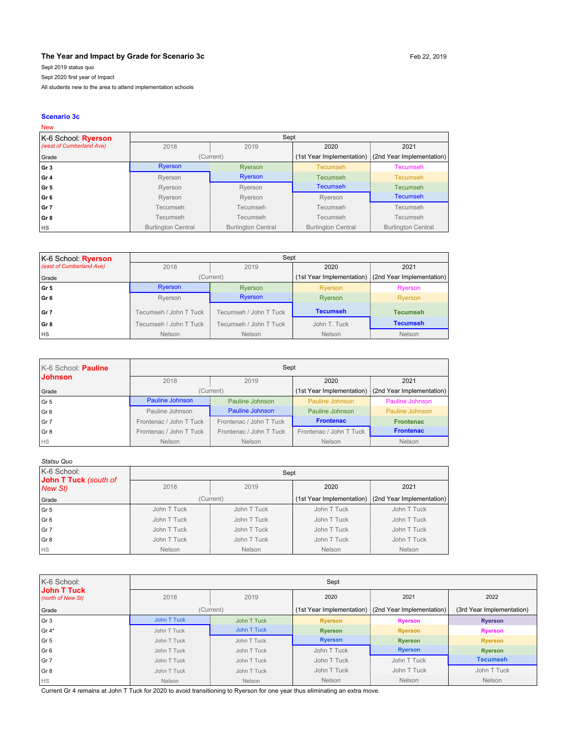**The Year and Impact by Grade for Scenario 3c**

Feb 22, 2019

Sept 2019 status quo

Sept 2020 first year of Impact

All students new to the area to attend implementation schools

### Scenario 3c

New

| K-6 School: **Ryerson** *(west of Cumberland Ave)* | Sept | | | |
|---|---|---|---|---|
| | 2018 | 2019 | 2020 | 2021 |
| Grade | (Current) | | (1st Year Implementation) | (2nd Year Implementation) |
| **Gr 3** | Ryerson | Ryerson | Tecumseh | Tecumseh |
| **Gr 4** | Ryerson | Ryerson | Tecumseh | Tecumseh |
| **Gr 5** | Ryerson | Ryerson | Tecumseh | Tecumseh |
| **Gr 6** | Ryerson | Ryerson | Ryerson | Tecumseh |
| **Gr 7** | Tecumseh | Tecumseh | Tecumseh | Tecumseh |
| **Gr 8** | Tecumseh | Tecumseh | Tecumseh | Tecumseh |
| **HS** | Burlington Central | Burlington Central | Burlington Central | Burlington Central |

| K-6 School: **Ryerson** *(east of Cumberland Ave)* | Sept | | | |
|---|---|---|---|---|
| | 2018 | 2019 | 2020 | 2021 |
| Grade | (Current) | | (1st Year Implementation) | (2nd Year Implementation) |
| **Gr 5** | Ryerson | Ryerson | Ryerson | Ryerson |
| **Gr 6** | Ryerson | Ryerson | Ryerson | Ryerson |
| **Gr 7** | Tecumseh / John T Tuck | Tecumseh / John T Tuck | **Tecumseh** | **Tecumseh** |
| **Gr 8** | Tecumseh / John T Tuck | Tecumseh / John T Tuck | John T. Tuck | **Tecumseh** |
| **HS** | Nelson | Nelson | Nelson | Nelson |

| K-6 School: **Pauline Johnson** | Sept | | | |
|---|---|---|---|---|
| | 2018 | 2019 | 2020 | 2021 |
| Grade | (Current) | | (1st Year Implementation) | (2nd Year Implementation) |
| Gr 5 | Pauline Johnson | Pauline Johnson | Pauline Johnson | Pauline Johnson |
| Gr 6 | Pauline Johnson | Pauline Johnson | Pauline Johnson | Pauline Johnson |
| Gr 7 | Frontenac / John T Tuck | Frontenac / John T Tuck | **Frontenac** | **Frontenac** |
| Gr 8 | Frontenac / John T Tuck | Frontenac / John T Tuck | Frontenac / John T Tuck | **Frontenac** |
| HS | Nelson | Nelson | Nelson | Nelson |

*Statsu Quo*

| K-6 School: **John T Tuck** *(south of New St)* | Sept | | | |
|---|---|---|---|---|
| | 2018 | 2019 | 2020 | 2021 |
| Grade | (Current) | | (1st Year Implementation) | (2nd Year Implementation) |
| Gr 5 | John T Tuck | John T Tuck | John T Tuck | John T Tuck |
| Gr 6 | John T Tuck | John T Tuck | John T Tuck | John T Tuck |
| Gr 7 | John T Tuck | John T Tuck | John T Tuck | John T Tuck |
| Gr 8 | John T Tuck | John T Tuck | John T Tuck | John T Tuck |
| HS | Nelson | Nelson | Nelson | Nelson |

| K-6 School: **John T Tuck** *(north of New St)* | Sept | | | | |
|---|---|---|---|---|---|
| | 2018 | 2019 | 2020 | 2021 | 2022 |
| Grade | (Current) | | (1st Year Implementation) | (2nd Year Implementation) | (3rd Year Implementation) |
| Gr 3 | John T Tuck | John T Tuck | **Ryerson** | **Ryerson** | **Ryerson** |
| Gr 4* | John T Tuck | John T Tuck | **Ryerson** | **Ryerson** | **Ryerson** |
| Gr 5 | John T Tuck | John T Tuck | **Ryerson** | **Ryerson** | **Ryerson** |
| Gr 6 | John T Tuck | John T Tuck | John T Tuck | **Ryerson** | **Ryerson** |
| Gr 7 | John T Tuck | John T Tuck | John T Tuck | John T Tuck | **Tecumseh** |
| Gr 8 | John T Tuck | John T Tuck | John T Tuck | John T Tuck | John T Tuck |
| HS | Nelson | Nelson | Nelson | Nelson | Nelson |

Current Gr 4 remains at John T Tuck for 2020 to avoid transitioning to Ryerson for one year thus eliminating an extra move.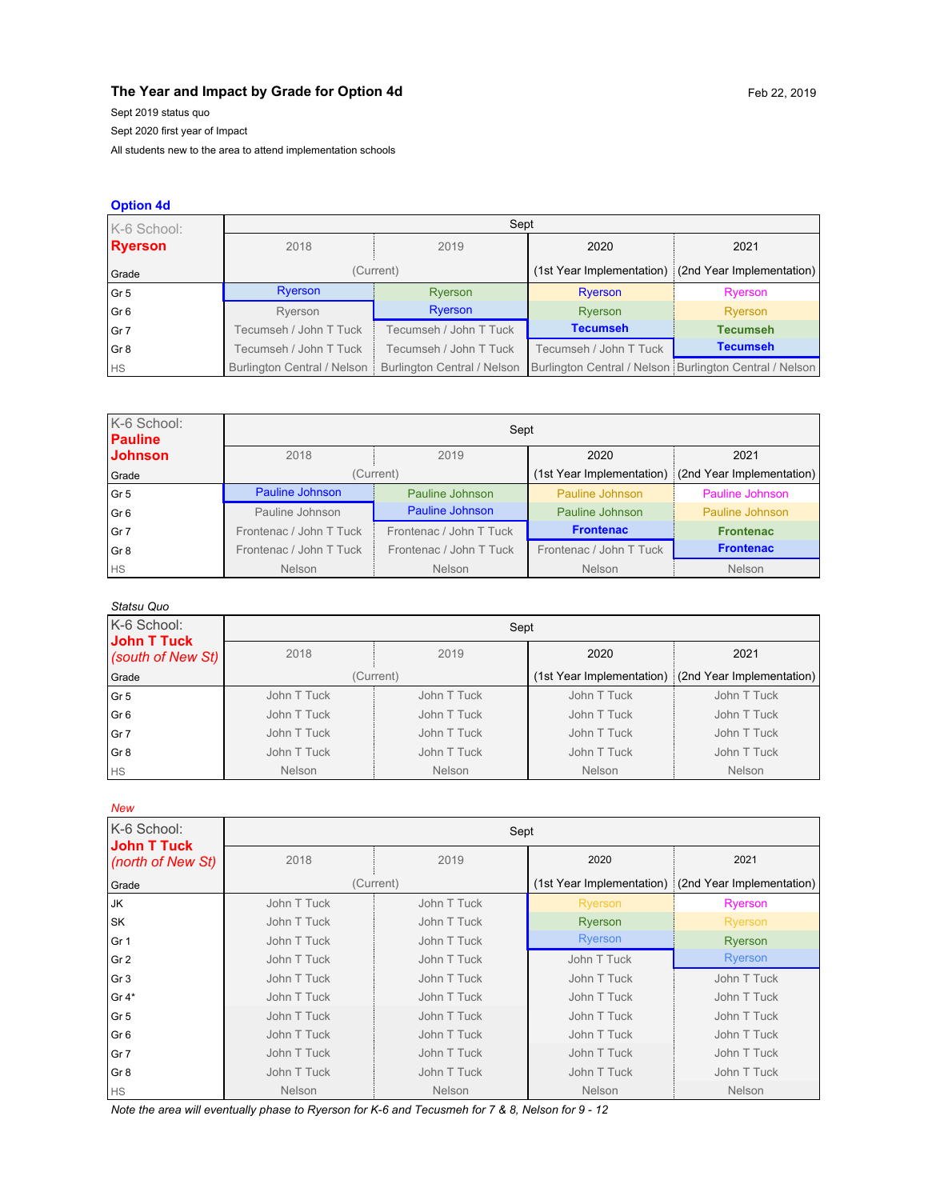## The Year and Impact by Grade for Option 4d

Feb 22, 2019

Sept 2019 status quo

Sept 2020 first year of Impact

All students new to the area to attend implementation schools

### Option 4d

| K-6 School: **Ryerson** | Sept | | | |
|---|---|---|---|---|
| | 2018 | 2019 | 2020 | 2021 |
| Grade | (Current) | | (1st Year Implementation) | (2nd Year Implementation) |
| Gr 5 | Ryerson | Ryerson | Ryerson | Ryerson |
| Gr 6 | Ryerson | Ryerson | Ryerson | Ryerson |
| Gr 7 | Tecumseh / John T Tuck | Tecumseh / John T Tuck | **Tecumseh** | **Tecumseh** |
| Gr 8 | Tecumseh / John T Tuck | Tecumseh / John T Tuck | Tecumseh / John T Tuck | **Tecumseh** |
| HS | Burlington Central / Nelson | Burlington Central / Nelson | Burlington Central / Nelson | Burlington Central / Nelson |

| K-6 School: **Pauline Johnson** | Sept | | | |
|---|---|---|---|---|
| | 2018 | 2019 | 2020 | 2021 |
| Grade | (Current) | | (1st Year Implementation) | (2nd Year Implementation) |
| Gr 5 | Pauline Johnson | Pauline Johnson | Pauline Johnson | Pauline Johnson |
| Gr 6 | Pauline Johnson | Pauline Johnson | Pauline Johnson | Pauline Johnson |
| Gr 7 | Frontenac / John T Tuck | Frontenac / John T Tuck | **Frontenac** | **Frontenac** |
| Gr 8 | Frontenac / John T Tuck | Frontenac / John T Tuck | Frontenac / John T Tuck | **Frontenac** |
| HS | Nelson | Nelson | Nelson | Nelson |

*Statsu Quo*

| K-6 School: **John T Tuck** *(south of New St)* | Sept | | | |
|---|---|---|---|---|
| | 2018 | 2019 | 2020 | 2021 |
| Grade | (Current) | | (1st Year Implementation) | (2nd Year Implementation) |
| Gr 5 | John T Tuck | John T Tuck | John T Tuck | John T Tuck |
| Gr 6 | John T Tuck | John T Tuck | John T Tuck | John T Tuck |
| Gr 7 | John T Tuck | John T Tuck | John T Tuck | John T Tuck |
| Gr 8 | John T Tuck | John T Tuck | John T Tuck | John T Tuck |
| HS | Nelson | Nelson | Nelson | Nelson |

*New*

| K-6 School: **John T Tuck** *(north of New St)* | Sept | | | |
|---|---|---|---|---|
| | 2018 | 2019 | 2020 | 2021 |
| Grade | (Current) | | (1st Year Implementation) | (2nd Year Implementation) |
| JK | John T Tuck | John T Tuck | Ryerson | Ryerson |
| SK | John T Tuck | John T Tuck | Ryerson | Ryerson |
| Gr 1 | John T Tuck | John T Tuck | Ryerson | Ryerson |
| Gr 2 | John T Tuck | John T Tuck | John T Tuck | Ryerson |
| Gr 3 | John T Tuck | John T Tuck | John T Tuck | John T Tuck |
| Gr 4* | John T Tuck | John T Tuck | John T Tuck | John T Tuck |
| Gr 5 | John T Tuck | John T Tuck | John T Tuck | John T Tuck |
| Gr 6 | John T Tuck | John T Tuck | John T Tuck | John T Tuck |
| Gr 7 | John T Tuck | John T Tuck | John T Tuck | John T Tuck |
| Gr 8 | John T Tuck | John T Tuck | John T Tuck | John T Tuck |
| HS | Nelson | Nelson | Nelson | Nelson |

*Note the area will eventually phase to Ryerson for K-6 and Tecumseh for 7 & 8, Nelson for 9 - 12*